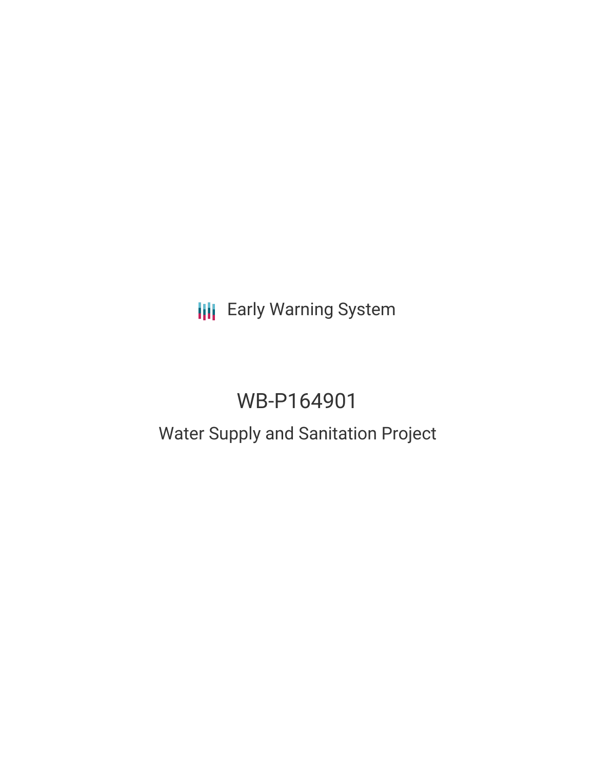Early Warning System

# WB-P164901

## Water Supply and Sanitation Project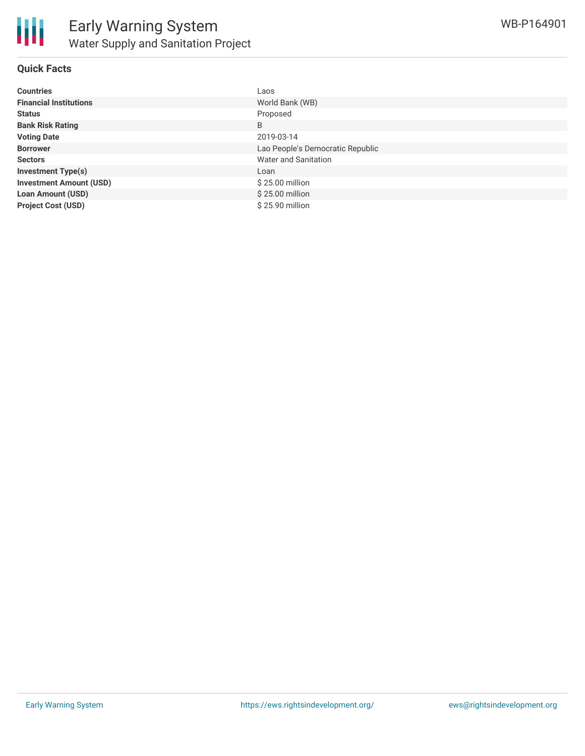# Early Warning System

## Water Supply and Sanitation Project

WB-P164901

### Quick Facts

| | |
|---|---|
| **Countries** | Laos |
| **Financial Institutions** | World Bank (WB) |
| **Status** | Proposed |
| **Bank Risk Rating** | B |
| **Voting Date** | 2019-03-14 |
| **Borrower** | Lao People's Democratic Republic |
| **Sectors** | Water and Sanitation |
| **Investment Type(s)** | Loan |
| **Investment Amount (USD)** | $ 25.00 million |
| **Loan Amount (USD)** | $ 25.00 million |
| **Project Cost (USD)** | $ 25.90 million |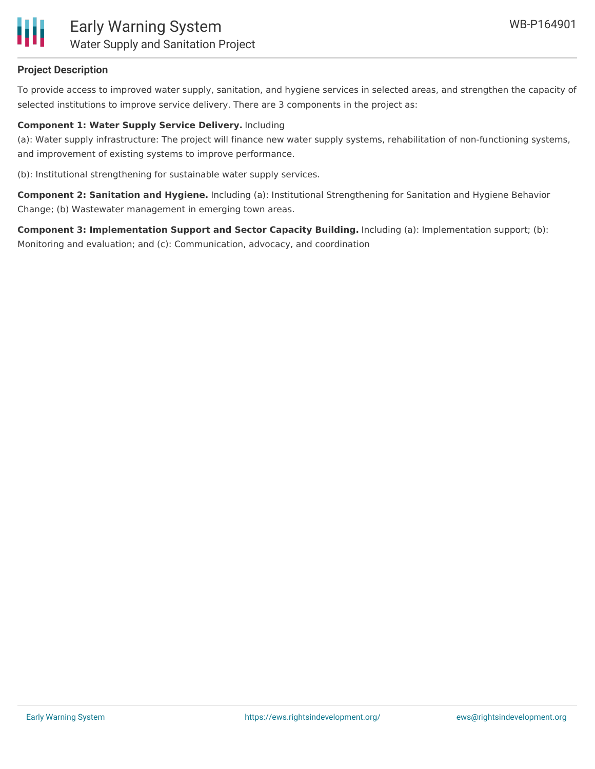## Project Description

To provide access to improved water supply, sanitation, and hygiene services in selected areas, and strengthen the capacity of selected institutions to improve service delivery. There are 3 components in the project as:

**Component 1: Water Supply Service Delivery.** Including
(a): Water supply infrastructure: The project will finance new water supply systems, rehabilitation of non-functioning systems, and improvement of existing systems to improve performance.

(b): Institutional strengthening for sustainable water supply services.

**Component 2: Sanitation and Hygiene.** Including (a): Institutional Strengthening for Sanitation and Hygiene Behavior Change; (b) Wastewater management in emerging town areas.

**Component 3: Implementation Support and Sector Capacity Building.** Including (a): Implementation support; (b): Monitoring and evaluation; and (c): Communication, advocacy, and coordination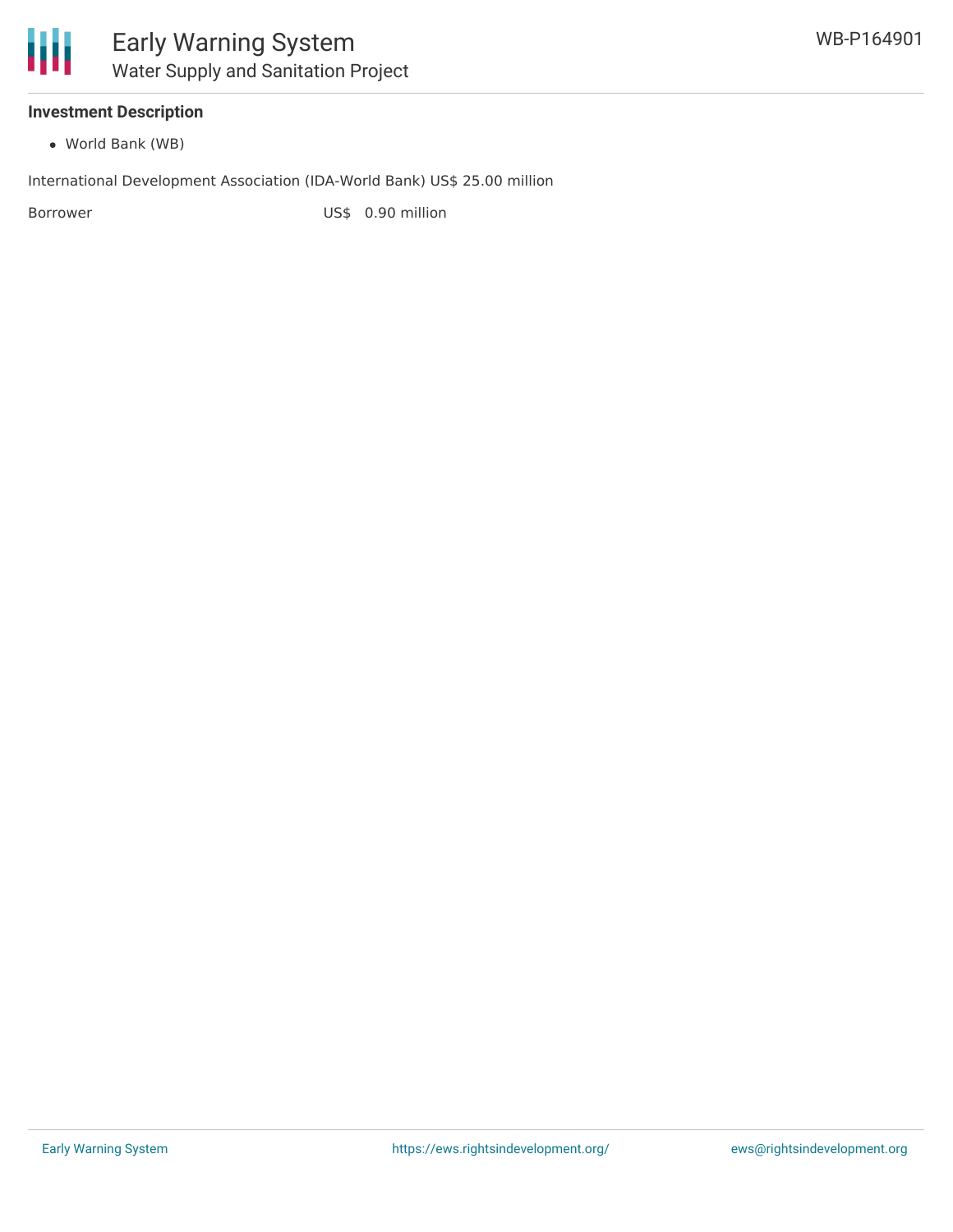### Investment Description

- World Bank (WB)

International Development Association (IDA-World Bank) US$ 25.00 million

| Borrower | US$ 0.90 million |
| --- | --- |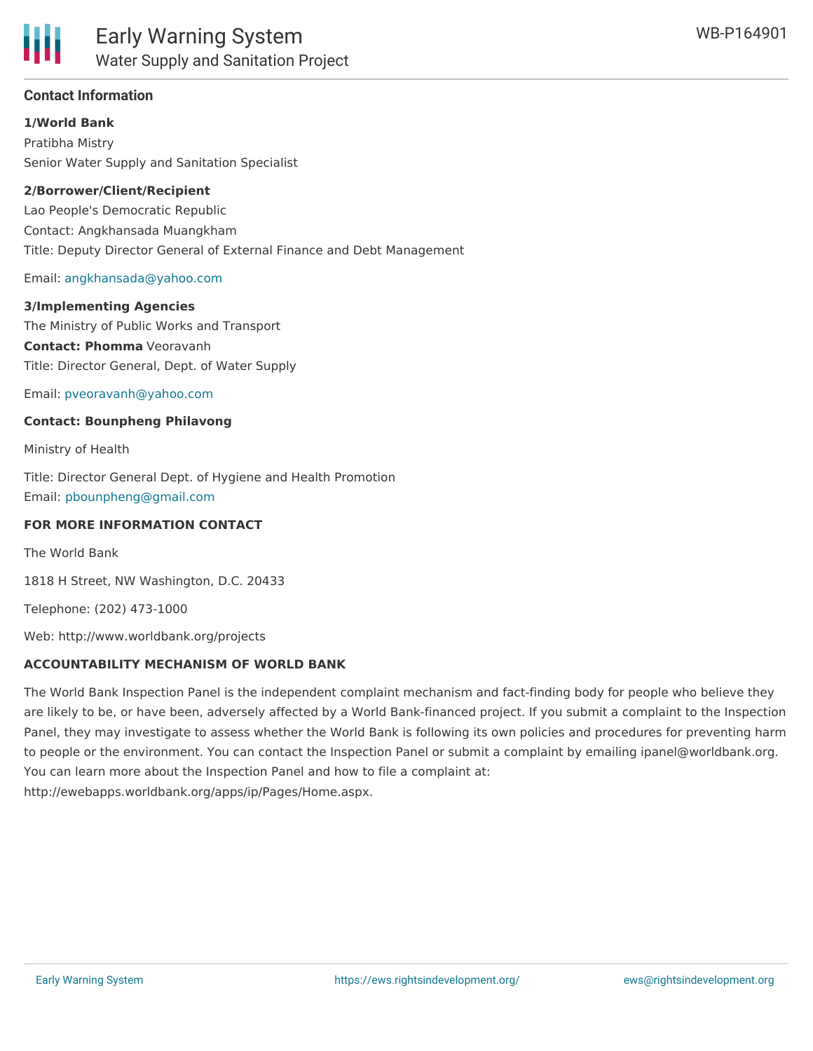## Contact Information

**1/World Bank**

Pratibha Mistry

Senior Water Supply and Sanitation Specialist

**2/Borrower/Client/Recipient**

Lao People's Democratic Republic

Contact: Angkhansada Muangkham

Title: Deputy Director General of External Finance and Debt Management

Email: angkhansada@yahoo.com

**3/Implementing Agencies**

The Ministry of Public Works and Transport

**Contact: Phomma** Veoravanh

Title: Director General, Dept. of Water Supply

Email: pveoravanh@yahoo.com

**Contact: Bounpheng Philavong**

Ministry of Health

Title: Director General Dept. of Hygiene and Health Promotion

Email: pbounpheng@gmail.com

**FOR MORE INFORMATION CONTACT**

The World Bank

1818 H Street, NW Washington, D.C. 20433

Telephone: (202) 473-1000

Web: http://www.worldbank.org/projects

**ACCOUNTABILITY MECHANISM OF WORLD BANK**

The World Bank Inspection Panel is the independent complaint mechanism and fact-finding body for people who believe they are likely to be, or have been, adversely affected by a World Bank-financed project. If you submit a complaint to the Inspection Panel, they may investigate to assess whether the World Bank is following its own policies and procedures for preventing harm to people or the environment. You can contact the Inspection Panel or submit a complaint by emailing ipanel@worldbank.org. You can learn more about the Inspection Panel and how to file a complaint at: http://ewebapps.worldbank.org/apps/ip/Pages/Home.aspx.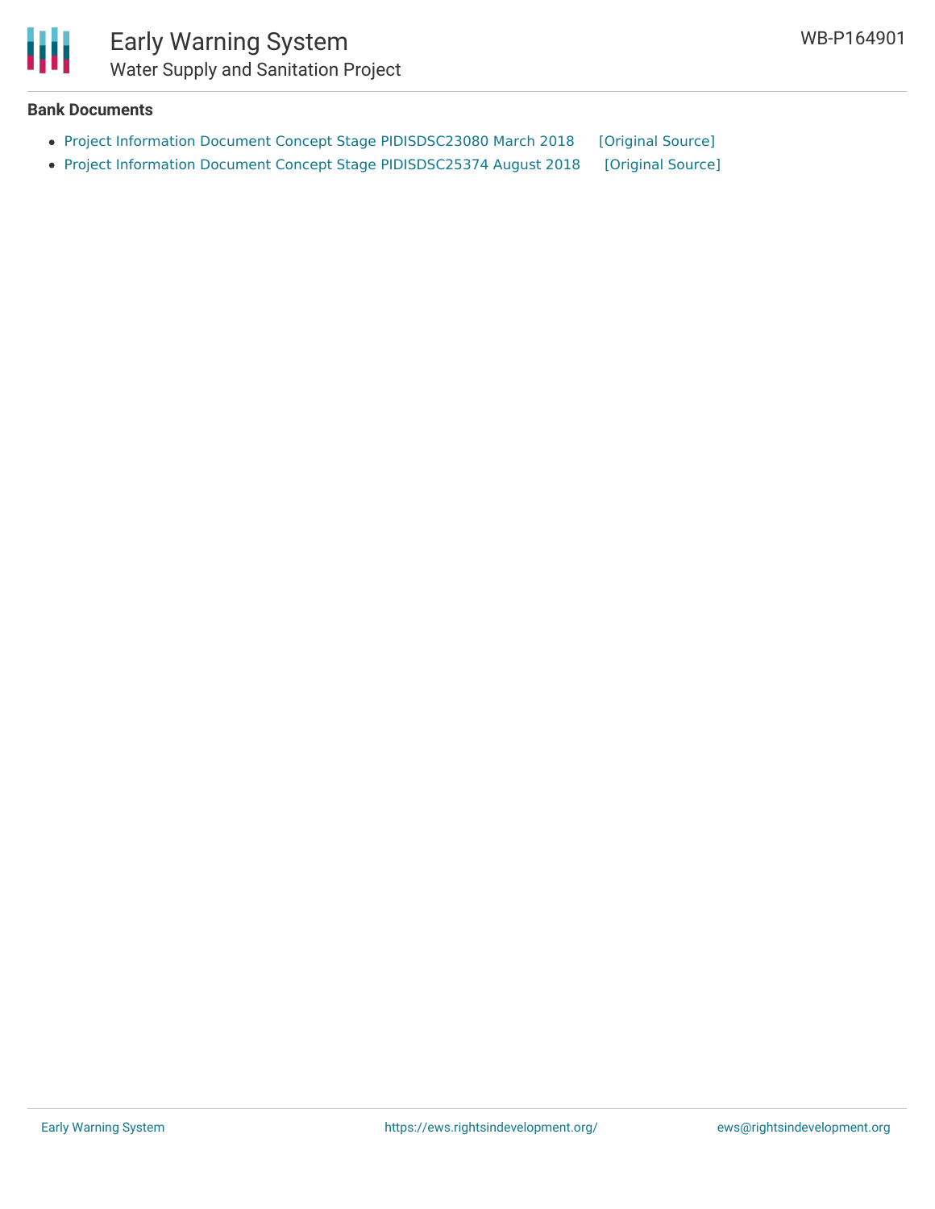### Bank Documents

- Project Information Document Concept Stage PIDISDSC23080 March 2018 [Original Source]
- Project Information Document Concept Stage PIDISDSC25374 August 2018 [Original Source]